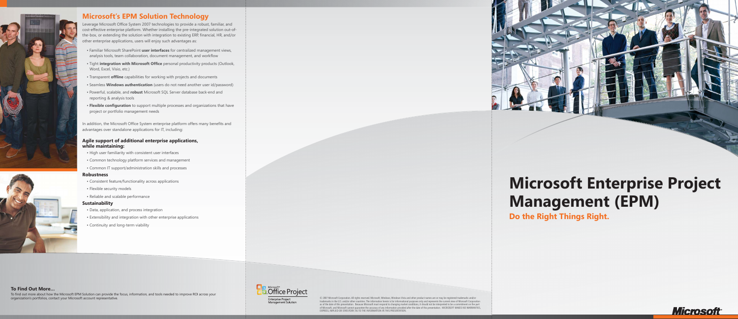## Microsoft's EPM Solution Technology

Leverage Microsoft Office System 2007 technologies to provide a robust, familiar, and cost-effective enterprise platform. Whether installing the pre-integrated solution out-of-the-box, or extending the solution with integration to existing ERP, financial, HR, and/or other enterprise applications, users will enjoy such advantages as:

- Familiar Microsoft SharePoint **user interfaces** for centralized management views, analysis tools, team collaboration, document management, and workflow
- Tight **integration with Microsoft Office** personal productivity products (Outlook, Word, Excel, Visio, etc.)
- Transparent **offline** capabilities for working with projects and documents
- Seamless **Windows authentication** (users do not need another user id/password)
- Powerful, scalable, and **robust** Microsoft SQL Server database back-end and reporting & analysis tools
- **Flexible configuration** to support multiple processes and organizations that have project or portfolio management needs

In addition, the Microsoft Office System enterprise platform offers many benefits and advantages over standalone applications for IT, including:

### Agile support of additional enterprise applications, while maintaining:

- High user familiarity with consistent user interfaces
- Common technology platform services and management
- Common IT support/administration skills and processes

### Robustness

- Consistent feature/functionality across applications
- Flexible security models
- Reliable and scalable performance

### Sustainability

- Data, application, and process integration
- Extensibility and integration with other enterprise applications
- Continuity and long-term viability

### To Find Out More…

To find out more about how the Microsoft EPM Solution can provide the focus, information, and tools needed to improve ROI across your organization's portfolios, contact your Microsoft account representative.

Microsoft® Office Project

Enterprise Project Management Solution

© 2007 Microsoft Corporation. All rights reserved. Microsoft, Windows, Windows Vista and other product names are or may be registered trademarks and/or trademarks in the U.S. and/or other countries. The information herein is for informational purposes only and represents the current view of Microsoft Corporation as of the date of this presentation. Because Microsoft must respond to changing market conditions, it should not be interpreted to be a commitment on the part of Microsoft, and Microsoft cannot guarantee the accuracy of any information provided after the date of this presentation. MICROSOFT MAKES NO WARRANTIES, EXPRESS, IMPLIED OR STATUTORY, AS TO THE INFORMATION IN THIS PRESENTATION.

# Microsoft Enterprise Project Management (EPM)

## Do the Right Things Right.

Microsoft®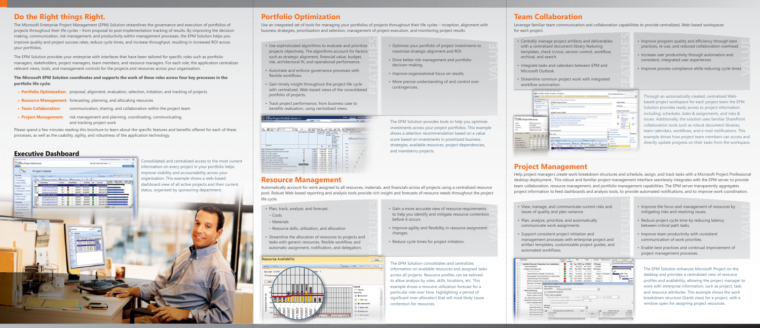## Do the Right things Right.

The Microsoft Enterprise Project Management (EPM) Solution streamlines the governance and execution of portfolios of projects throughout their life cycles – from proposal to post-implementation tracking of results. By improving the decision making, communication, risk management, and productivity within management processes, the EPM Solution helps you improve quality and project success rates, reduce cycle times, and increase throughput, resulting in increased ROI across your portfolios.

The EPM Solution provides your enterprise with interfaces that have been tailored for specific roles such as portfolio managers, stakeholders, project managers, team members, and resource managers. For each role, the application centralizes relevant views, tools, and management controls for the projects and resources across your organization.

**The Microsoft EPM Solution coordinates and supports the work of these roles across four key processes in the portfolio life cycle:**

- **Portfolio Optimization:** proposal, alignment, evaluation, selection, initiation, and tracking of projects
- **Resource Management:** forecasting, planning, and allocating resources
- **Team Collaboration:** communication, sharing, and collaboration within the project team
- **Project Management:** risk management and planning, coordinating, communicating, and tracking project work

Please spend a few minutes reading this brochure to learn about the specific features and benefits offered for each of these processes, as well as the usability, agility, and robustness of the application technology.

## Executive Dashboard

Consolidated and centralized access to the most current information on every project in your portfolio helps improve visibility and accountability across your organization. This example shows a web-based dashboard view of all active projects and their current status, organized by sponsoring department.

## Portfolio Optimization

Use an integrated set of tools for managing your portfolios of projects throughout their life cycles – inception, alignment with business strategies, prioritization and selection, management of project execution, and monitoring project results.

FEATURES

- Use sophisticated algorithms to evaluate and prioritize projects objectively. The algorithms account for factors such as strategic alignment, financial value, budget, risk, architectural fit, and operational performance.
- Automate and enforce governance processes with flexible workflows.
- Gain timely insight throughout the project life cycle with centralized, Web-based views of the consolidated portfolio of projects.
- Track project performance, from business case to benefits realization, using centralized views.

VALUE

- Optimize your portfolio of project investments to maximize strategic alignment and ROI.
- Drive better risk management and portfolio decision-making.
- Improve organizational focus on results.
- More precise understanding of and control over contingencies.

The EPM Solution provides tools to help you optimize investments across your project portfolios. This example shows a selection recommendation based on a value score based on investments in prioritized business strategies, available resources, project dependencies, and mandatory projects.

## Resource Management

Automatically account for work assigned to all resources, materials, and financials across all projects using a centralized resource pool. Robust Web-based reporting and analysis tools provide rich insight and forecasts of resource needs throughout the project life cycle.

FEATURES

- Plan, track, analyze, and forecast:
  - Costs
  - Materials
  - Resource skills, utilization, and allocation
- Streamline the allocation of resources to projects and tasks with generic resources, flexible workflow, and automatic assignment, notification, and delegation.

VALUE

- Gain a more accurate view of resource requirements to help you identify and mitigate resource contention before it occurs
- Improve agility and flexibility in resource assignment changes.
- Reduce cycle times for project initiation.

The EPM Solution consolidates and centralizes information on available resources and assigned tasks across all projects. Resource profiles can be tailored to allow analysis by roles, skills, locations, etc. This example shows a resource utilization forecast for a particular role over time, highlighting a period of significant over-allocation that will most likely cause contention for resources.

## Team Collaboration

Leverage familiar team communication and collaboration capabilities to provide centralized, Web-based workspaces for each project.

FEATURES

- Centrally manage project artifacts and deliverables with a centralized document library featuring templates, check in/out, version control, workflow, archival, and search.
- Integrate tasks and calendars between EPM and Microsoft Outlook.
- Streamline common project work with integrated workflow automation.

VALUE

- Improve program quality and efficiency through best practices, re-use, and reduced collaboration overhead.
- Increase user productivity through automation and consistent, integrated user experiences
- Improve process compliance while reducing cycle times.

Through an automatically created, centralized Web-based project workspace for each project team the EPM Solution provides ready access to project information including: schedules, tasks & assignments, and risks & issues. Additionally, the solution uses familiar SharePoint collaboration tools such as robust document libraries, team calendars, workflows, and e-mail notifications. This example shows how project team members can access and directly update progress on their tasks from the workspace.

## Project Management

Help project managers create work breakdown structures and schedule, assign, and track tasks with a Microsoft Project Professional desktop deployment.. This robust and familiar project management interface seamlessly integrates with the EPM server to provide team collaboration, resource management, and portfolio management capabilities. The EPM server transparently aggregates project information to feed dashboards and analysis tools, to provide automated notifications, and to improve work coordination.

FEATURES

- View, manage, and communicate current risks and issues of quality and plan variance.
- Plan, analyze, prioritize, and automatically communicate work assignments.
- Support consistent project initiation and management processes with enterprise project and artifact templates, customizable project guides, and automated workflows.

VALUE

- Improve the focus and management of resources by mitigating risks and resolving issues.
- Reduce project cycle time by reducing latency between critical path tasks.
- Improve team productivity with consistent communication of work priorities.
- Enable best practices and continual improvement of project management processes.

The EPM Solution enhances Microsoft Project on the desktop and provides a centralized view of resource profiles and availability, allowing the project manager to work with enterprise information, such as project, task, and resource attributes. This example shows the work breakdown structure (Gantt view) for a project, with a window open for assigning project resources.